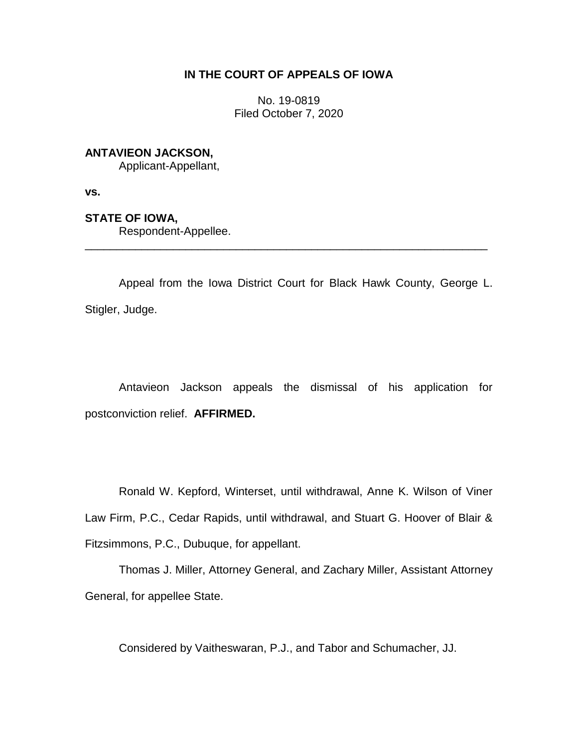**IN THE COURT OF APPEALS OF IOWA**

No. 19-0819
Filed October 7, 2020

**ANTAVIEON JACKSON,**
Applicant-Appellant,

**vs.**

**STATE OF IOWA,**
Respondent-Appellee.

---

Appeal from the Iowa District Court for Black Hawk County, George L. Stigler, Judge.

Antavieon Jackson appeals the dismissal of his application for postconviction relief. **AFFIRMED.**

Ronald W. Kepford, Winterset, until withdrawal, Anne K. Wilson of Viner Law Firm, P.C., Cedar Rapids, until withdrawal, and Stuart G. Hoover of Blair & Fitzsimmons, P.C., Dubuque, for appellant.

Thomas J. Miller, Attorney General, and Zachary Miller, Assistant Attorney General, for appellee State.

Considered by Vaitheswaran, P.J., and Tabor and Schumacher, JJ.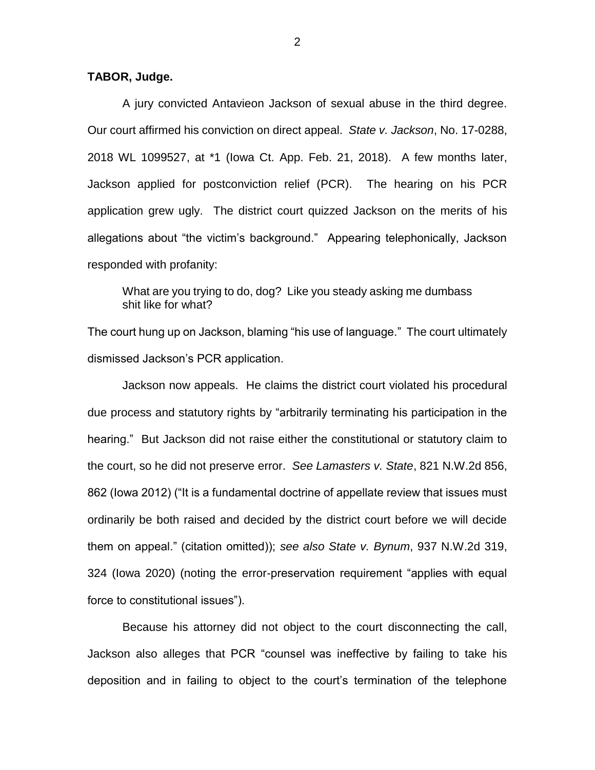**TABOR, Judge.**

A jury convicted Antavieon Jackson of sexual abuse in the third degree. Our court affirmed his conviction on direct appeal. *State v. Jackson*, No. 17-0288, 2018 WL 1099527, at *1 (Iowa Ct. App. Feb. 21, 2018). A few months later, Jackson applied for postconviction relief (PCR). The hearing on his PCR application grew ugly. The district court quizzed Jackson on the merits of his allegations about "the victim's background." Appearing telephonically, Jackson responded with profanity:

> What are you trying to do, dog? Like you steady asking me dumbass shit like for what?

The court hung up on Jackson, blaming "his use of language." The court ultimately dismissed Jackson's PCR application.

Jackson now appeals. He claims the district court violated his procedural due process and statutory rights by "arbitrarily terminating his participation in the hearing." But Jackson did not raise either the constitutional or statutory claim to the court, so he did not preserve error. *See Lamasters v. State*, 821 N.W.2d 856, 862 (Iowa 2012) ("It is a fundamental doctrine of appellate review that issues must ordinarily be both raised and decided by the district court before we will decide them on appeal." (citation omitted)); *see also State v. Bynum*, 937 N.W.2d 319, 324 (Iowa 2020) (noting the error-preservation requirement "applies with equal force to constitutional issues").

Because his attorney did not object to the court disconnecting the call, Jackson also alleges that PCR "counsel was ineffective by failing to take his deposition and in failing to object to the court's termination of the telephone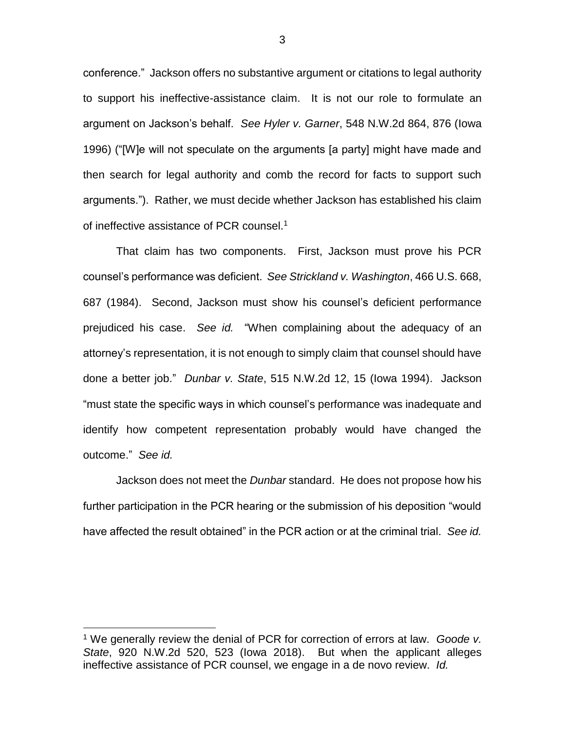conference." Jackson offers no substantive argument or citations to legal authority to support his ineffective-assistance claim. It is not our role to formulate an argument on Jackson's behalf. *See Hyler v. Garner*, 548 N.W.2d 864, 876 (Iowa 1996) ("[W]e will not speculate on the arguments [a party] might have made and then search for legal authority and comb the record for facts to support such arguments."). Rather, we must decide whether Jackson has established his claim of ineffective assistance of PCR counsel.[1]

That claim has two components. First, Jackson must prove his PCR counsel's performance was deficient. *See Strickland v. Washington*, 466 U.S. 668, 687 (1984). Second, Jackson must show his counsel's deficient performance prejudiced his case. *See id.* "When complaining about the adequacy of an attorney's representation, it is not enough to simply claim that counsel should have done a better job." *Dunbar v. State*, 515 N.W.2d 12, 15 (Iowa 1994). Jackson "must state the specific ways in which counsel's performance was inadequate and identify how competent representation probably would have changed the outcome." *See id.*

Jackson does not meet the *Dunbar* standard. He does not propose how his further participation in the PCR hearing or the submission of his deposition "would have affected the result obtained" in the PCR action or at the criminal trial. *See id.*

[1] We generally review the denial of PCR for correction of errors at law. *Goode v. State*, 920 N.W.2d 520, 523 (Iowa 2018). But when the applicant alleges ineffective assistance of PCR counsel, we engage in a de novo review. *Id.*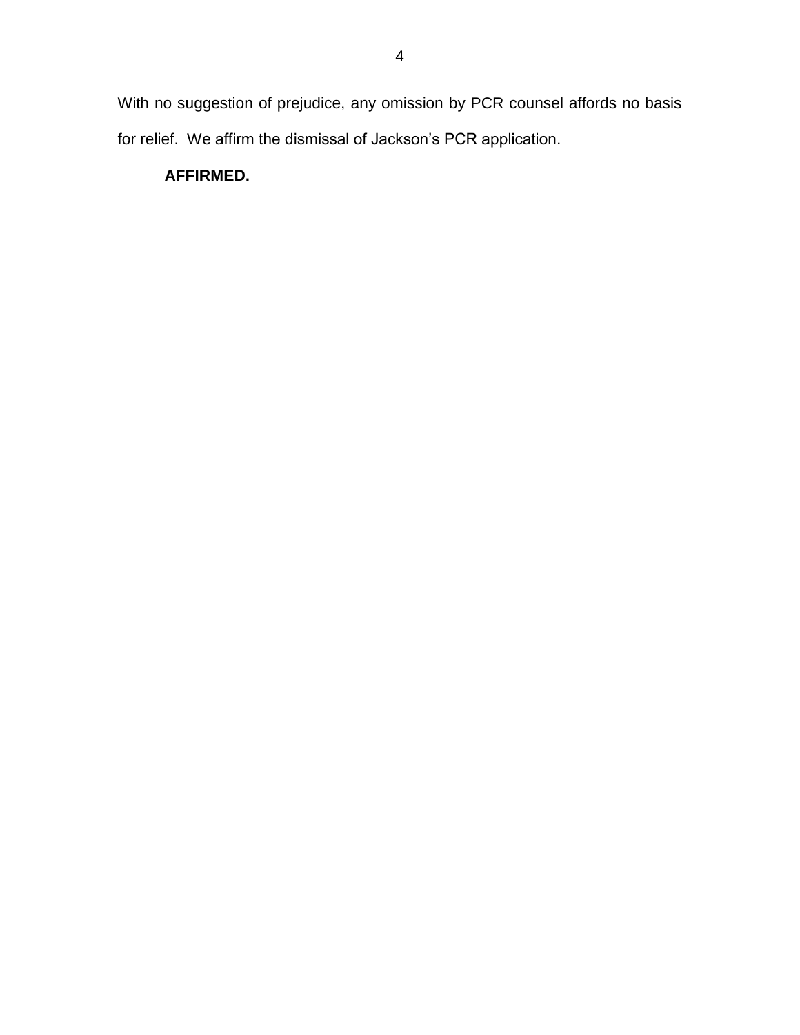With no suggestion of prejudice, any omission by PCR counsel affords no basis for relief. We affirm the dismissal of Jackson's PCR application.

**AFFIRMED.**